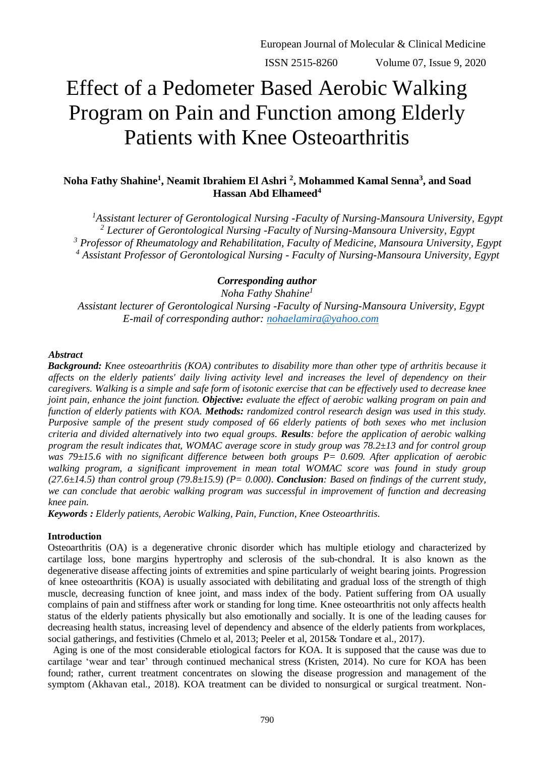# Effect of a Pedometer Based Aerobic Walking Program on Pain and Function among Elderly Patients with Knee Osteoarthritis

**Noha Fathy Shahine[1], Neamit Ibrahiem El Ashri [2], Mohammed Kamal Senna[3], and Soad Hassan Abd Elhameed[4]**

*[1]Assistant lecturer of Gerontological Nursing -Faculty of Nursing-Mansoura University, Egypt*
*[2] Lecturer of Gerontological Nursing -Faculty of Nursing-Mansoura University, Egypt*
*[3] Professor of Rheumatology and Rehabilitation, Faculty of Medicine, Mansoura University, Egypt*
*[4] Assistant Professor of Gerontological Nursing - Faculty of Nursing-Mansoura University, Egypt*

***Corresponding author***
*Noha Fathy Shahine[1]*
*Assistant lecturer of Gerontological Nursing -Faculty of Nursing-Mansoura University, Egypt*
*E-mail of corresponding author: nohaelamira@yahoo.com*

***Abstract***

***Background:*** *Knee osteoarthritis (KOA) contributes to disability more than other type of arthritis because it affects on the elderly patients' daily living activity level and increases the level of dependency on their caregivers. Walking is a simple and safe form of isotonic exercise that can be effectively used to decrease knee joint pain, enhance the joint function.* ***Objective:*** *evaluate the effect of aerobic walking program on pain and function of elderly patients with KOA.* ***Methods:*** *randomized control research design was used in this study. Purposive sample of the present study composed of 66 elderly patients of both sexes who met inclusion criteria and divided alternatively into two equal groups.* ***Results****: before the application of aerobic walking program the result indicates that, WOMAC average score in study group was 78.2±13 and for control group was 79±15.6 with no significant difference between both groups P= 0.609. After application of aerobic walking program, a significant improvement in mean total WOMAC score was found in study group (27.6±14.5) than control group (79.8±15.9) (P= 0.000).* ***Conclusion****: Based on findings of the current study, we can conclude that aerobic walking program was successful in improvement of function and decreasing knee pain.*

***Keywords :*** *Elderly patients, Aerobic Walking, Pain, Function, Knee Osteoarthritis.*

## Introduction

Osteoarthritis (OA) is a degenerative chronic disorder which has multiple etiology and characterized by cartilage loss, bone margins hypertrophy and sclerosis of the sub-chondral. It is also known as the degenerative disease affecting joints of extremities and spine particularly of weight bearing joints. Progression of knee osteoarthritis (KOA) is usually associated with debilitating and gradual loss of the strength of thigh muscle, decreasing function of knee joint, and mass index of the body. Patient suffering from OA usually complains of pain and stiffness after work or standing for long time. Knee osteoarthritis not only affects health status of the elderly patients physically but also emotionally and socially. It is one of the leading causes for decreasing health status, increasing level of dependency and absence of the elderly patients from workplaces, social gatherings, and festivities (Chmelo et al, 2013; Peeler et al, 2015& Tondare et al., 2017).

Aging is one of the most considerable etiological factors for KOA. It is supposed that the cause was due to cartilage 'wear and tear' through continued mechanical stress (Kristen, 2014). No cure for KOA has been found; rather, current treatment concentrates on slowing the disease progression and management of the symptom (Akhavan etal., 2018). KOA treatment can be divided to nonsurgical or surgical treatment. Non-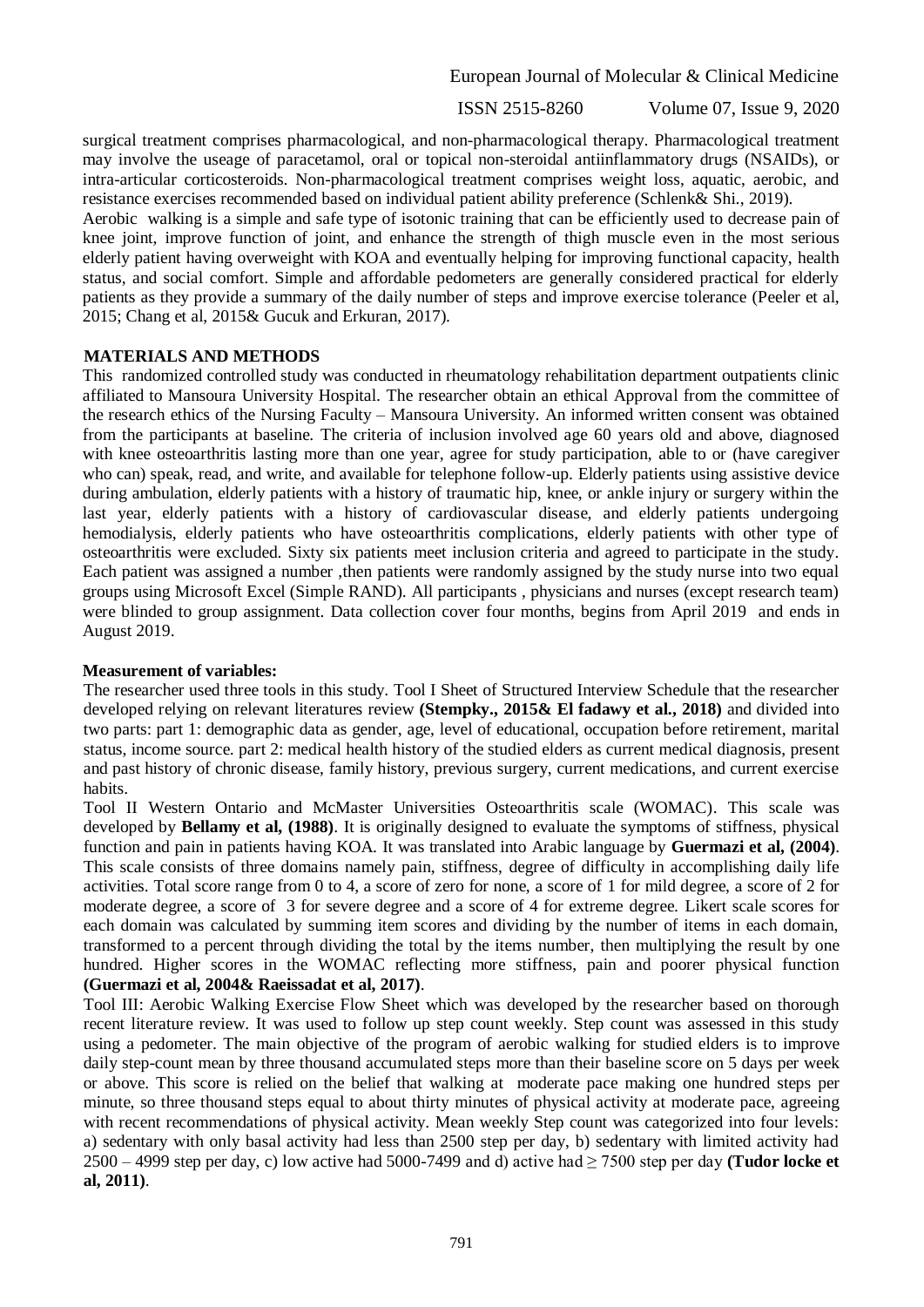surgical treatment comprises pharmacological, and non-pharmacological therapy. Pharmacological treatment may involve the useage of paracetamol, oral or topical non-steroidal antiinflammatory drugs (NSAIDs), or intra-articular corticosteroids. Non-pharmacological treatment comprises weight loss, aquatic, aerobic, and resistance exercises recommended based on individual patient ability preference (Schlenk& Shi., 2019).

Aerobic walking is a simple and safe type of isotonic training that can be efficiently used to decrease pain of knee joint, improve function of joint, and enhance the strength of thigh muscle even in the most serious elderly patient having overweight with KOA and eventually helping for improving functional capacity, health status, and social comfort. Simple and affordable pedometers are generally considered practical for elderly patients as they provide a summary of the daily number of steps and improve exercise tolerance (Peeler et al, 2015; Chang et al, 2015& Gucuk and Erkuran, 2017).

## MATERIALS AND METHODS

This randomized controlled study was conducted in rheumatology rehabilitation department outpatients clinic affiliated to Mansoura University Hospital. The researcher obtain an ethical Approval from the committee of the research ethics of the Nursing Faculty – Mansoura University. An informed written consent was obtained from the participants at baseline. The criteria of inclusion involved age 60 years old and above, diagnosed with knee osteoarthritis lasting more than one year, agree for study participation, able to or (have caregiver who can) speak, read, and write, and available for telephone follow-up. Elderly patients using assistive device during ambulation, elderly patients with a history of traumatic hip, knee, or ankle injury or surgery within the last year, elderly patients with a history of cardiovascular disease, and elderly patients undergoing hemodialysis, elderly patients who have osteoarthritis complications, elderly patients with other type of osteoarthritis were excluded. Sixty six patients meet inclusion criteria and agreed to participate in the study. Each patient was assigned a number ,then patients were randomly assigned by the study nurse into two equal groups using Microsoft Excel (Simple RAND). All participants , physicians and nurses (except research team) were blinded to group assignment. Data collection cover four months, begins from April 2019 and ends in August 2019.

### Measurement of variables:

The researcher used three tools in this study. Tool I Sheet of Structured Interview Schedule that the researcher developed relying on relevant literatures review **(Stempky., 2015& El fadawy et al., 2018)** and divided into two parts: part 1: demographic data as gender, age, level of educational, occupation before retirement, marital status, income source. part 2: medical health history of the studied elders as current medical diagnosis, present and past history of chronic disease, family history, previous surgery, current medications, and current exercise habits.

Tool II Western Ontario and McMaster Universities Osteoarthritis scale (WOMAC). This scale was developed by **Bellamy et al, (1988)**. It is originally designed to evaluate the symptoms of stiffness, physical function and pain in patients having KOA. It was translated into Arabic language by **Guermazi et al, (2004)**. This scale consists of three domains namely pain, stiffness, degree of difficulty in accomplishing daily life activities. Total score range from 0 to 4, a score of zero for none, a score of 1 for mild degree, a score of 2 for moderate degree, a score of 3 for severe degree and a score of 4 for extreme degree. Likert scale scores for each domain was calculated by summing item scores and dividing by the number of items in each domain, transformed to a percent through dividing the total by the items number, then multiplying the result by one hundred. Higher scores in the WOMAC reflecting more stiffness, pain and poorer physical function **(Guermazi et al, 2004& Raeissadat et al, 2017)**.

Tool III: Aerobic Walking Exercise Flow Sheet which was developed by the researcher based on thorough recent literature review. It was used to follow up step count weekly. Step count was assessed in this study using a pedometer. The main objective of the program of aerobic walking for studied elders is to improve daily step-count mean by three thousand accumulated steps more than their baseline score on 5 days per week or above. This score is relied on the belief that walking at moderate pace making one hundred steps per minute, so three thousand steps equal to about thirty minutes of physical activity at moderate pace, agreeing with recent recommendations of physical activity. Mean weekly Step count was categorized into four levels: a) sedentary with only basal activity had less than 2500 step per day, b) sedentary with limited activity had 2500 – 4999 step per day, c) low active had 5000-7499 and d) active had ≥ 7500 step per day **(Tudor locke et al, 2011)**.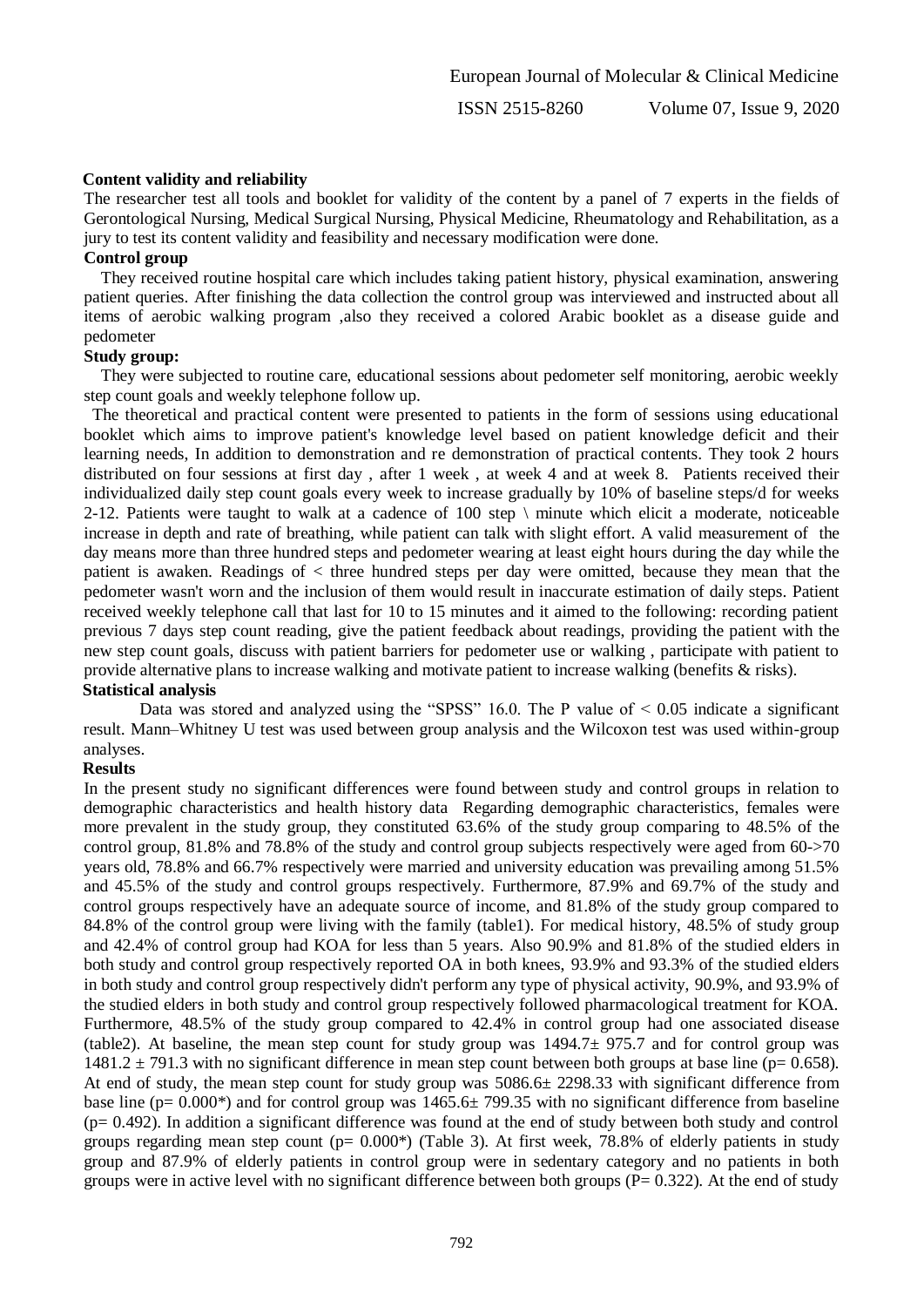### Content validity and reliability

The researcher test all tools and booklet for validity of the content by a panel of 7 experts in the fields of Gerontological Nursing, Medical Surgical Nursing, Physical Medicine, Rheumatology and Rehabilitation, as a jury to test its content validity and feasibility and necessary modification were done.

### Control group

They received routine hospital care which includes taking patient history, physical examination, answering patient queries. After finishing the data collection the control group was interviewed and instructed about all items of aerobic walking program ,also they received a colored Arabic booklet as a disease guide and pedometer

### Study group:

They were subjected to routine care, educational sessions about pedometer self monitoring, aerobic weekly step count goals and weekly telephone follow up.

The theoretical and practical content were presented to patients in the form of sessions using educational booklet which aims to improve patient's knowledge level based on patient knowledge deficit and their learning needs, In addition to demonstration and re demonstration of practical contents. They took 2 hours distributed on four sessions at first day , after 1 week , at week 4 and at week 8. Patients received their individualized daily step count goals every week to increase gradually by 10% of baseline steps/d for weeks 2-12. Patients were taught to walk at a cadence of 100 step \ minute which elicit a moderate, noticeable increase in depth and rate of breathing, while patient can talk with slight effort. A valid measurement of the day means more than three hundred steps and pedometer wearing at least eight hours during the day while the patient is awaken. Readings of < three hundred steps per day were omitted, because they mean that the pedometer wasn't worn and the inclusion of them would result in inaccurate estimation of daily steps. Patient received weekly telephone call that last for 10 to 15 minutes and it aimed to the following: recording patient previous 7 days step count reading, give the patient feedback about readings, providing the patient with the new step count goals, discuss with patient barriers for pedometer use or walking , participate with patient to provide alternative plans to increase walking and motivate patient to increase walking (benefits & risks).

### Statistical analysis

Data was stored and analyzed using the "SPSS" 16.0. The P value of $< 0.05$ indicate a significant result. Mann–Whitney U test was used between group analysis and the Wilcoxon test was used within-group analyses.

### Results

In the present study no significant differences were found between study and control groups in relation to demographic characteristics and health history data Regarding demographic characteristics, females were more prevalent in the study group, they constituted 63.6% of the study group comparing to 48.5% of the control group, 81.8% and 78.8% of the study and control group subjects respectively were aged from 60->70 years old, 78.8% and 66.7% respectively were married and university education was prevailing among 51.5% and 45.5% of the study and control groups respectively. Furthermore, 87.9% and 69.7% of the study and control groups respectively have an adequate source of income, and 81.8% of the study group compared to 84.8% of the control group were living with the family (table1). For medical history, 48.5% of study group and 42.4% of control group had KOA for less than 5 years. Also 90.9% and 81.8% of the studied elders in both study and control group respectively reported OA in both knees, 93.9% and 93.3% of the studied elders in both study and control group respectively didn't perform any type of physical activity, 90.9%, and 93.9% of the studied elders in both study and control group respectively followed pharmacological treatment for KOA. Furthermore, 48.5% of the study group compared to 42.4% in control group had one associated disease (table2). At baseline, the mean step count for study group was $1494.7 \pm 975.7$ and for control group was $1481.2 \pm 791.3$ with no significant difference in mean step count between both groups at base line ($p = 0.658$). At end of study, the mean step count for study group was $5086.6 \pm 2298.33$ with significant difference from base line ($p = 0.000$*) and for control group was $1465.6 \pm 799.35$ with no significant difference from baseline ($p = 0.492$). In addition a significant difference was found at the end of study between both study and control groups regarding mean step count ($p = 0.000$*) (Table 3). At first week, 78.8% of elderly patients in study group and 87.9% of elderly patients in control group were in sedentary category and no patients in both groups were in active level with no significant difference between both groups ($P = 0.322$). At the end of study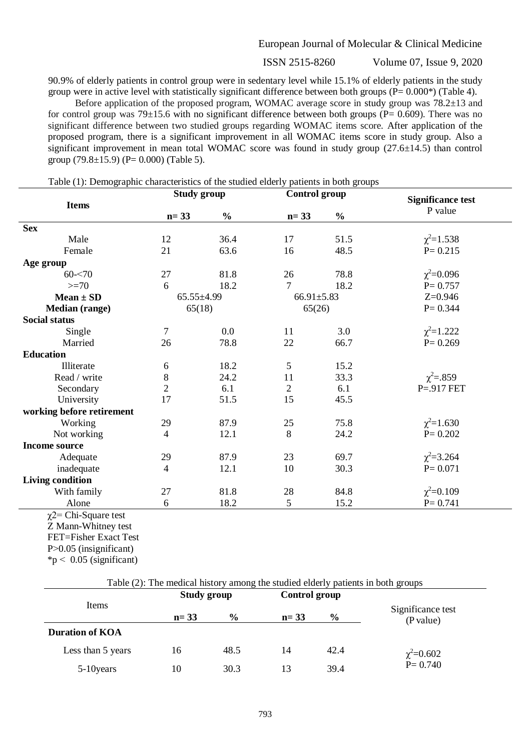90.9% of elderly patients in control group were in sedentary level while 15.1% of elderly patients in the study group were in active level with statistically significant difference between both groups (P= 0.000*) (Table 4).

Before application of the proposed program, WOMAC average score in study group was 78.2±13 and for control group was 79±15.6 with no significant difference between both groups (P= 0.609). There was no significant difference between two studied groups regarding WOMAC items score. After application of the proposed program, there is a significant improvement in all WOMAC items score in study group. Also a significant improvement in mean total WOMAC score was found in study group (27.6±14.5) than control group (79.8±15.9) (P= 0.000) (Table 5).

Table (1): Demographic characteristics of the studied elderly patients in both groups

| Items | Study group | | Control group | | Significance test P value |
|---|---|---|---|---|---|
| | n= 33 | % | n= 33 | % | |
| **Sex** | | | | | |
| Male | 12 | 36.4 | 17 | 51.5 | $\chi^2$=1.538 |
| Female | 21 | 63.6 | 16 | 48.5 | P= 0.215 |
| **Age group** | | | | | |
| 60-<70 | 27 | 81.8 | 26 | 78.8 | $\chi^2$=0.096 |
| >=70 | 6 | 18.2 | 7 | 18.2 | P= 0.757 |
| **Mean ± SD** | 65.55±4.99 | | 66.91±5.83 | | Z=0.946 |
| **Median (range)** | 65(18) | | 65(26) | | P= 0.344 |
| **Social status** | | | | | |
| Single | 7 | 0.0 | 11 | 3.0 | $\chi^2$=1.222 |
| Married | 26 | 78.8 | 22 | 66.7 | P= 0.269 |
| **Education** | | | | | |
| Illiterate | 6 | 18.2 | 5 | 15.2 | |
| Read / write | 8 | 24.2 | 11 | 33.3 | $\chi^2$=.859 |
| Secondary | 2 | 6.1 | 2 | 6.1 | P=.917 FET |
| University | 17 | 51.5 | 15 | 45.5 | |
| **working before retirement** | | | | | |
| Working | 29 | 87.9 | 25 | 75.8 | $\chi^2$=1.630 |
| Not working | 4 | 12.1 | 8 | 24.2 | P= 0.202 |
| **Income source** | | | | | |
| Adequate | 29 | 87.9 | 23 | 69.7 | $\chi^2$=3.264 |
| inadequate | 4 | 12.1 | 10 | 30.3 | P= 0.071 |
| **Living condition** | | | | | |
| With family | 27 | 81.8 | 28 | 84.8 | $\chi^2$=0.109 |
| Alone | 6 | 18.2 | 5 | 15.2 | P= 0.741 |

$\chi2$= Chi-Square test
Z Mann-Whitney test
FET=Fisher Exact Test
P>0.05 (insignificant)
*p < 0.05 (significant)

Table (2): The medical history among the studied elderly patients in both groups

| Items | Study group | | Control group | | Significance test (P value) |
|---|---|---|---|---|---|
| | n= 33 | % | n= 33 | % | |
| **Duration of KOA** | | | | | |
| Less than 5 years | 16 | 48.5 | 14 | 42.4 | $\chi^2$=0.602 |
| 5-10years | 10 | 30.3 | 13 | 39.4 | P= 0.740 |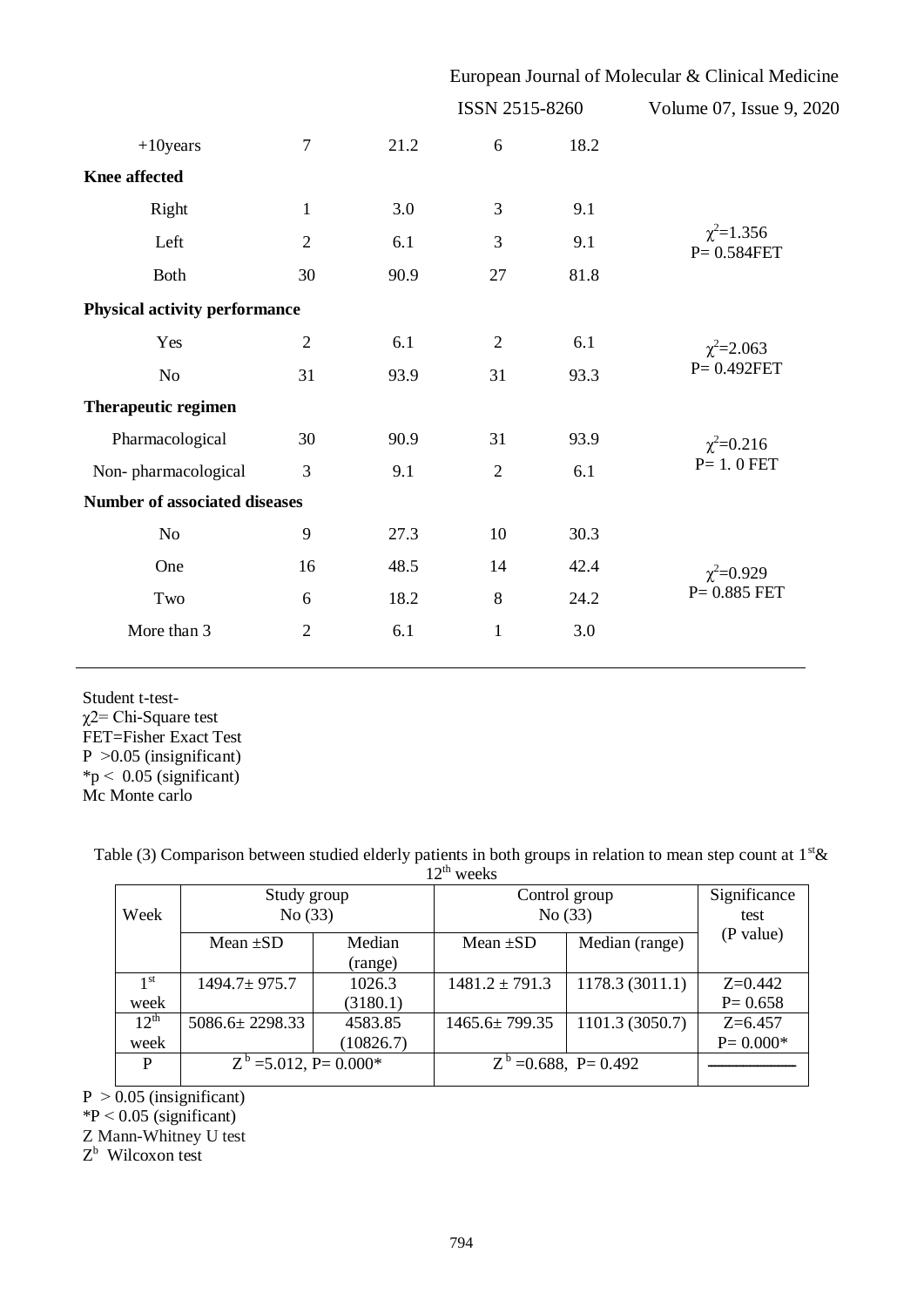| | | | | | |
|---|---|---|---|---|---|
| +10years | 7 | 21.2 | 6 | 18.2 | |
| **Knee affected** | | | | | |
| Right | 1 | 3.0 | 3 | 9.1 | $\chi^2$=1.356 P= 0.584FET |
| Left | 2 | 6.1 | 3 | 9.1 | |
| Both | 30 | 90.9 | 27 | 81.8 | |
| **Physical activity performance** | | | | | |
| Yes | 2 | 6.1 | 2 | 6.1 | $\chi^2$=2.063 P= 0.492FET |
| No | 31 | 93.9 | 31 | 93.3 | |
| **Therapeutic regimen** | | | | | |
| Pharmacological | 30 | 90.9 | 31 | 93.9 | $\chi^2$=0.216 P= 1. 0 FET |
| Non- pharmacological | 3 | 9.1 | 2 | 6.1 | |
| **Number of associated diseases** | | | | | |
| No | 9 | 27.3 | 10 | 30.3 | $\chi^2$=0.929 P= 0.885 FET |
| One | 16 | 48.5 | 14 | 42.4 | |
| Two | 6 | 18.2 | 8 | 24.2 | |
| More than 3 | 2 | 6.1 | 1 | 3.0 | |

Student t-test-
$\chi$2= Chi-Square test
FET=Fisher Exact Test
P >0.05 (insignificant)
*p < 0.05 (significant)
Mc Monte carlo

Table (3) Comparison between studied elderly patients in both groups in relation to mean step count at 1st& 12th weeks

| Week | Study group No (33) | | Control group No (33) | | Significance test (P value) |
|---|---|---|---|---|---|
| | Mean ±SD | Median (range) | Mean ±SD | Median (range) | |
| 1st week | 1494.7± 975.7 | 1026.3 (3180.1) | 1481.2 ± 791.3 | 1178.3 (3011.1) | Z=0.442 P= 0.658 |
| 12th week | 5086.6± 2298.33 | 4583.85 (10826.7) | 1465.6± 799.35 | 1101.3 (3050.7) | Z=6.457 P= 0.000* |
| P | $Z^b$ =5.012, P= 0.000* | | $Z^b$ =0.688, P= 0.492 | | ———— |

P > 0.05 (insignificant)
*P < 0.05 (significant)
Z Mann-Whitney U test
$Z^b$ Wilcoxon test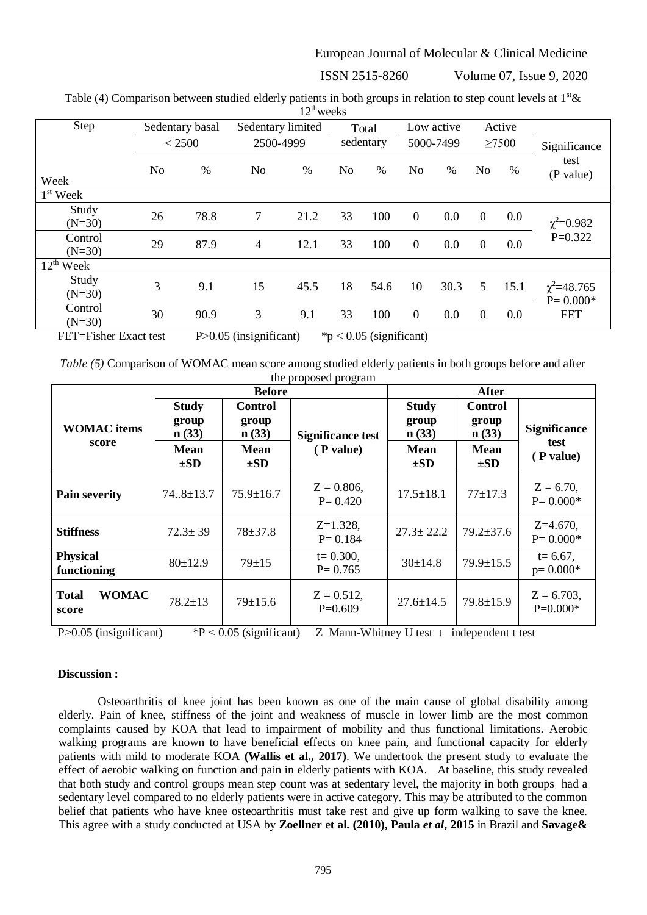Table (4) Comparison between studied elderly patients in both groups in relation to step count levels at 1st & 12th weeks

| Step | Sedentary basal < 2500 | | Sedentary limited 2500-4999 | | Total sedentary | | Low active 5000-7499 | | Active ≥7500 | | Significance test (P value) |
|---|---|---|---|---|---|---|---|---|---|---|---|
| Week | No | % | No | % | No | % | No | % | No | % | |
| 1st Week | | | | | | | | | | | |
| Study (N=30) | 26 | 78.8 | 7 | 21.2 | 33 | 100 | 0 | 0.0 | 0 | 0.0 | $\chi^2$=0.982 P=0.322 |
| Control (N=30) | 29 | 87.9 | 4 | 12.1 | 33 | 100 | 0 | 0.0 | 0 | 0.0 | |
| 12th Week | | | | | | | | | | | |
| Study (N=30) | 3 | 9.1 | 15 | 45.5 | 18 | 54.6 | 10 | 30.3 | 5 | 15.1 | $\chi^2$=48.765 P= 0.000* FET |
| Control (N=30) | 30 | 90.9 | 3 | 9.1 | 33 | 100 | 0 | 0.0 | 0 | 0.0 | |

FET=Fisher Exact test P>0.05 (insignificant) *p < 0.05 (significant)

*Table (5)* Comparison of WOMAC mean score among studied elderly patients in both groups before and after the proposed program

| WOMAC items score | Before | | | After | | |
|---|---|---|---|---|---|---|
| | **Study group n (33)** | **Control group n (33)** | **Significance test ( P value)** | **Study group n (33)** | **Control group n (33)** | **Significance test ( P value)** |
| | **Mean ±SD** | **Mean ±SD** | | **Mean ±SD** | **Mean ±SD** | |
| **Pain severity** | 74..8±13.7 | 75.9±16.7 | Z = 0.806, P= 0.420 | 17.5±18.1 | 77±17.3 | Z = 6.70, P= 0.000* |
| **Stiffness** | 72.3± 39 | 78±37.8 | Z=1.328, P= 0.184 | 27.3± 22.2 | 79.2±37.6 | Z=4.670, P= 0.000* |
| **Physical functioning** | 80±12.9 | 79±15 | t= 0.300, P= 0.765 | 30±14.8 | 79.9±15.5 | t= 6.67, p= 0.000* |
| **Total WOMAC score** | 78.2±13 | 79±15.6 | Z = 0.512, P=0.609 | 27.6±14.5 | 79.8±15.9 | Z = 6.703, P=0.000* |

P>0.05 (insignificant) *P < 0.05 (significant) Z Mann-Whitney U test t independent t test

**Discussion :**

Osteoarthritis of knee joint has been known as one of the main cause of global disability among elderly. Pain of knee, stiffness of the joint and weakness of muscle in lower limb are the most common complaints caused by KOA that lead to impairment of mobility and thus functional limitations. Aerobic walking programs are known to have beneficial effects on knee pain, and functional capacity for elderly patients with mild to moderate KOA **(Wallis et al., 2017)**. We undertook the present study to evaluate the effect of aerobic walking on function and pain in elderly patients with KOA. At baseline, this study revealed that both study and control groups mean step count was at sedentary level, the majority in both groups had a sedentary level compared to no elderly patients were in active category. This may be attributed to the common belief that patients who have knee osteoarthritis must take rest and give up form walking to save the knee. This agree with a study conducted at USA by **Zoellner et al. (2010), Paula *et al*, 2015** in Brazil and **Savage&**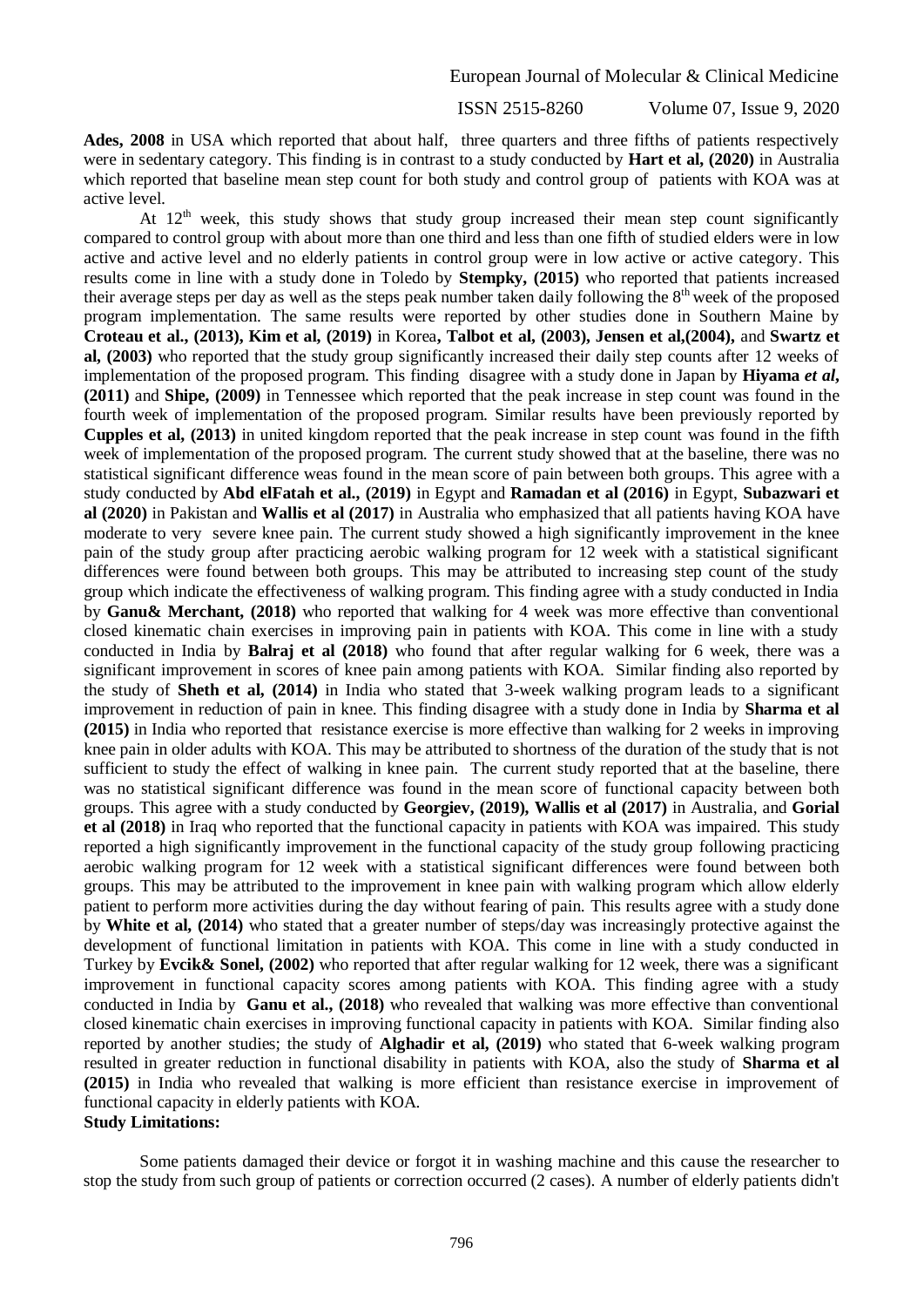**Ades, 2008** in USA which reported that about half, three quarters and three fifths of patients respectively were in sedentary category. This finding is in contrast to a study conducted by **Hart et al, (2020)** in Australia which reported that baseline mean step count for both study and control group of patients with KOA was at active level.

At 12th week, this study shows that study group increased their mean step count significantly compared to control group with about more than one third and less than one fifth of studied elders were in low active and active level and no elderly patients in control group were in low active or active category. This results come in line with a study done in Toledo by **Stempky, (2015)** who reported that patients increased their average steps per day as well as the steps peak number taken daily following the 8th week of the proposed program implementation. The same results were reported by other studies done in Southern Maine by **Croteau et al., (2013), Kim et al, (2019)** in Korea**, Talbot et al, (2003), Jensen et al,(2004),** and **Swartz et al, (2003)** who reported that the study group significantly increased their daily step counts after 12 weeks of implementation of the proposed program. This finding disagree with a study done in Japan by **Hiyama** ***et al*****, (2011)** and **Shipe, (2009)** in Tennessee which reported that the peak increase in step count was found in the fourth week of implementation of the proposed program. Similar results have been previously reported by **Cupples et al, (2013)** in united kingdom reported that the peak increase in step count was found in the fifth week of implementation of the proposed program. The current study showed that at the baseline, there was no statistical significant difference weas found in the mean score of pain between both groups. This agree with a study conducted by **Abd elFatah et al., (2019)** in Egypt and **Ramadan et al (2016)** in Egypt, **Subazwari et al (2020)** in Pakistan and **Wallis et al (2017)** in Australia who emphasized that all patients having KOA have moderate to very severe knee pain. The current study showed a high significantly improvement in the knee pain of the study group after practicing aerobic walking program for 12 week with a statistical significant differences were found between both groups. This may be attributed to increasing step count of the study group which indicate the effectiveness of walking program. This finding agree with a study conducted in India by **Ganu& Merchant, (2018)** who reported that walking for 4 week was more effective than conventional closed kinematic chain exercises in improving pain in patients with KOA. This come in line with a study conducted in India by **Balraj et al (2018)** who found that after regular walking for 6 week, there was a significant improvement in scores of knee pain among patients with KOA. Similar finding also reported by the study of **Sheth et al, (2014)** in India who stated that 3-week walking program leads to a significant improvement in reduction of pain in knee. This finding disagree with a study done in India by **Sharma et al (2015)** in India who reported that resistance exercise is more effective than walking for 2 weeks in improving knee pain in older adults with KOA. This may be attributed to shortness of the duration of the study that is not sufficient to study the effect of walking in knee pain. The current study reported that at the baseline, there was no statistical significant difference was found in the mean score of functional capacity between both groups. This agree with a study conducted by **Georgiev, (2019), Wallis et al (2017)** in Australia, and **Gorial et al (2018)** in Iraq who reported that the functional capacity in patients with KOA was impaired. This study reported a high significantly improvement in the functional capacity of the study group following practicing aerobic walking program for 12 week with a statistical significant differences were found between both groups. This may be attributed to the improvement in knee pain with walking program which allow elderly patient to perform more activities during the day without fearing of pain. This results agree with a study done by **White et al, (2014)** who stated that a greater number of steps/day was increasingly protective against the development of functional limitation in patients with KOA. This come in line with a study conducted in Turkey by **Evcik& Sonel, (2002)** who reported that after regular walking for 12 week, there was a significant improvement in functional capacity scores among patients with KOA. This finding agree with a study conducted in India by **Ganu et al., (2018)** who revealed that walking was more effective than conventional closed kinematic chain exercises in improving functional capacity in patients with KOA. Similar finding also reported by another studies; the study of **Alghadir et al, (2019)** who stated that 6-week walking program resulted in greater reduction in functional disability in patients with KOA, also the study of **Sharma et al (2015)** in India who revealed that walking is more efficient than resistance exercise in improvement of functional capacity in elderly patients with KOA.

**Study Limitations:**

Some patients damaged their device or forgot it in washing machine and this cause the researcher to stop the study from such group of patients or correction occurred (2 cases). A number of elderly patients didn't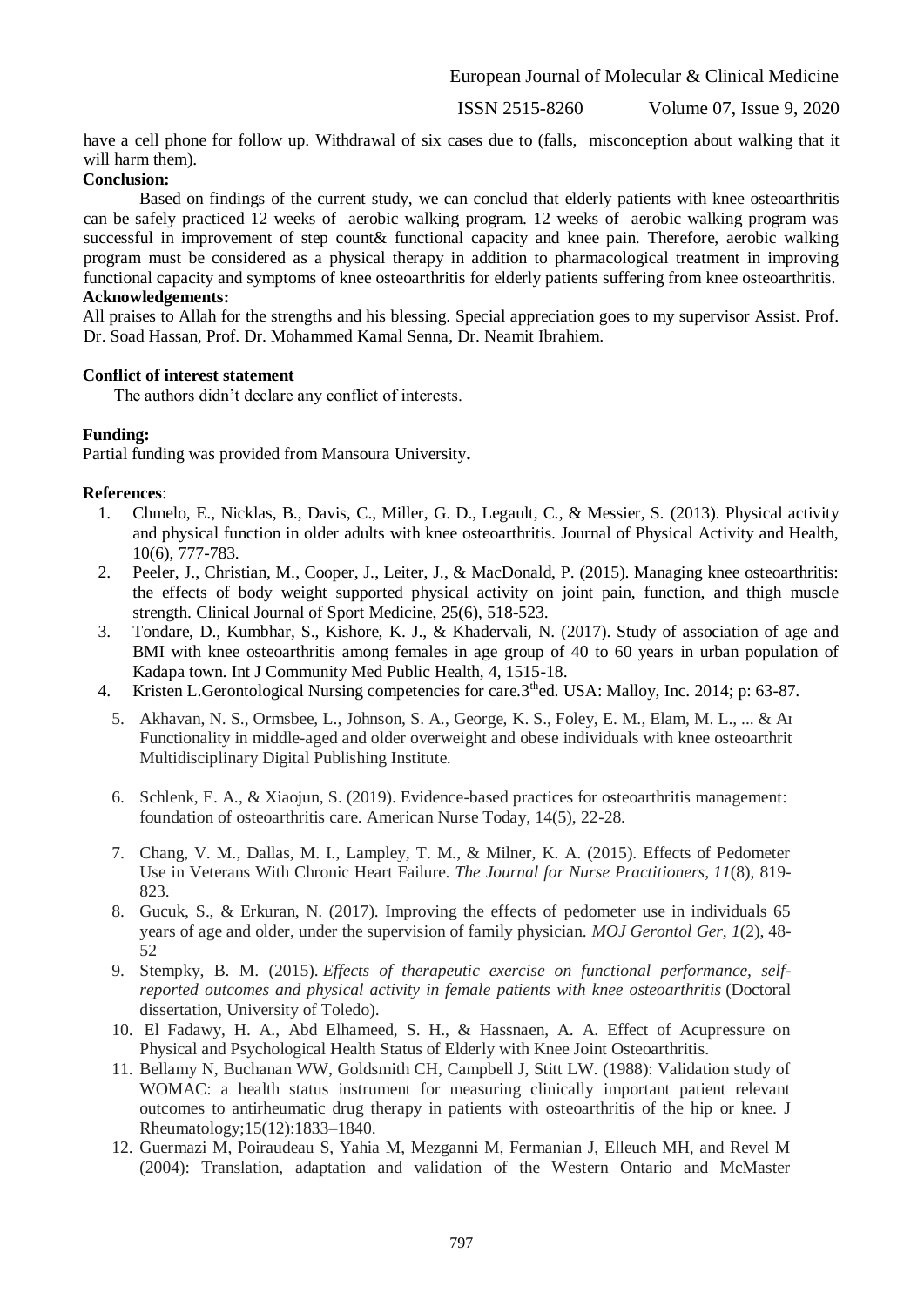have a cell phone for follow up. Withdrawal of six cases due to (falls, misconception about walking that it will harm them).

**Conclusion:**

Based on findings of the current study, we can conclud that elderly patients with knee osteoarthritis can be safely practiced 12 weeks of aerobic walking program. 12 weeks of aerobic walking program was successful in improvement of step count& functional capacity and knee pain. Therefore, aerobic walking program must be considered as a physical therapy in addition to pharmacological treatment in improving functional capacity and symptoms of knee osteoarthritis for elderly patients suffering from knee osteoarthritis.

**Acknowledgements:**

All praises to Allah for the strengths and his blessing. Special appreciation goes to my supervisor Assist. Prof. Dr. Soad Hassan, Prof. Dr. Mohammed Kamal Senna, Dr. Neamit Ibrahiem.

**Conflict of interest statement**

The authors didn't declare any conflict of interests.

**Funding:**

Partial funding was provided from Mansoura University**.**

**References**:

1. Chmelo, E., Nicklas, B., Davis, C., Miller, G. D., Legault, C., & Messier, S. (2013). Physical activity and physical function in older adults with knee osteoarthritis. Journal of Physical Activity and Health, 10(6), 777-783.
2. Peeler, J., Christian, M., Cooper, J., Leiter, J., & MacDonald, P. (2015). Managing knee osteoarthritis: the effects of body weight supported physical activity on joint pain, function, and thigh muscle strength. Clinical Journal of Sport Medicine, 25(6), 518-523.
3. Tondare, D., Kumbhar, S., Kishore, K. J., & Khadervali, N. (2017). Study of association of age and BMI with knee osteoarthritis among females in age group of 40 to 60 years in urban population of Kadapa town. Int J Community Med Public Health, 4, 1515-18.
4. Kristen L.Gerontological Nursing competencies for care.3thed. USA: Malloy, Inc. 2014; p: 63-87.
5. Akhavan, N. S., Ormsbee, L., Johnson, S. A., George, K. S., Foley, E. M., Elam, M. L., ... & Ar Functionality in middle-aged and older overweight and obese individuals with knee osteoarthrit Multidisciplinary Digital Publishing Institute.
6. Schlenk, E. A., & Xiaojun, S. (2019). Evidence-based practices for osteoarthritis management: foundation of osteoarthritis care. American Nurse Today, 14(5), 22-28.
7. Chang, V. M., Dallas, M. I., Lampley, T. M., & Milner, K. A. (2015). Effects of Pedometer Use in Veterans With Chronic Heart Failure. *The Journal for Nurse Practitioners*, *11*(8), 819-823.
8. Gucuk, S., & Erkuran, N. (2017). Improving the effects of pedometer use in individuals 65 years of age and older, under the supervision of family physician. *MOJ Gerontol Ger*, *1*(2), 48-52
9. Stempky, B. M. (2015). *Effects of therapeutic exercise on functional performance, self-reported outcomes and physical activity in female patients with knee osteoarthritis* (Doctoral dissertation, University of Toledo).
10. El Fadawy, H. A., Abd Elhameed, S. H., & Hassnaen, A. A. Effect of Acupressure on Physical and Psychological Health Status of Elderly with Knee Joint Osteoarthritis.
11. Bellamy N, Buchanan WW, Goldsmith CH, Campbell J, Stitt LW. (1988): Validation study of WOMAC: a health status instrument for measuring clinically important patient relevant outcomes to antirheumatic drug therapy in patients with osteoarthritis of the hip or knee. J Rheumatology;15(12):1833–1840.
12. Guermazi M, Poiraudeau S, Yahia M, Mezganni M, Fermanian J, Elleuch MH, and Revel M (2004): Translation, adaptation and validation of the Western Ontario and McMaster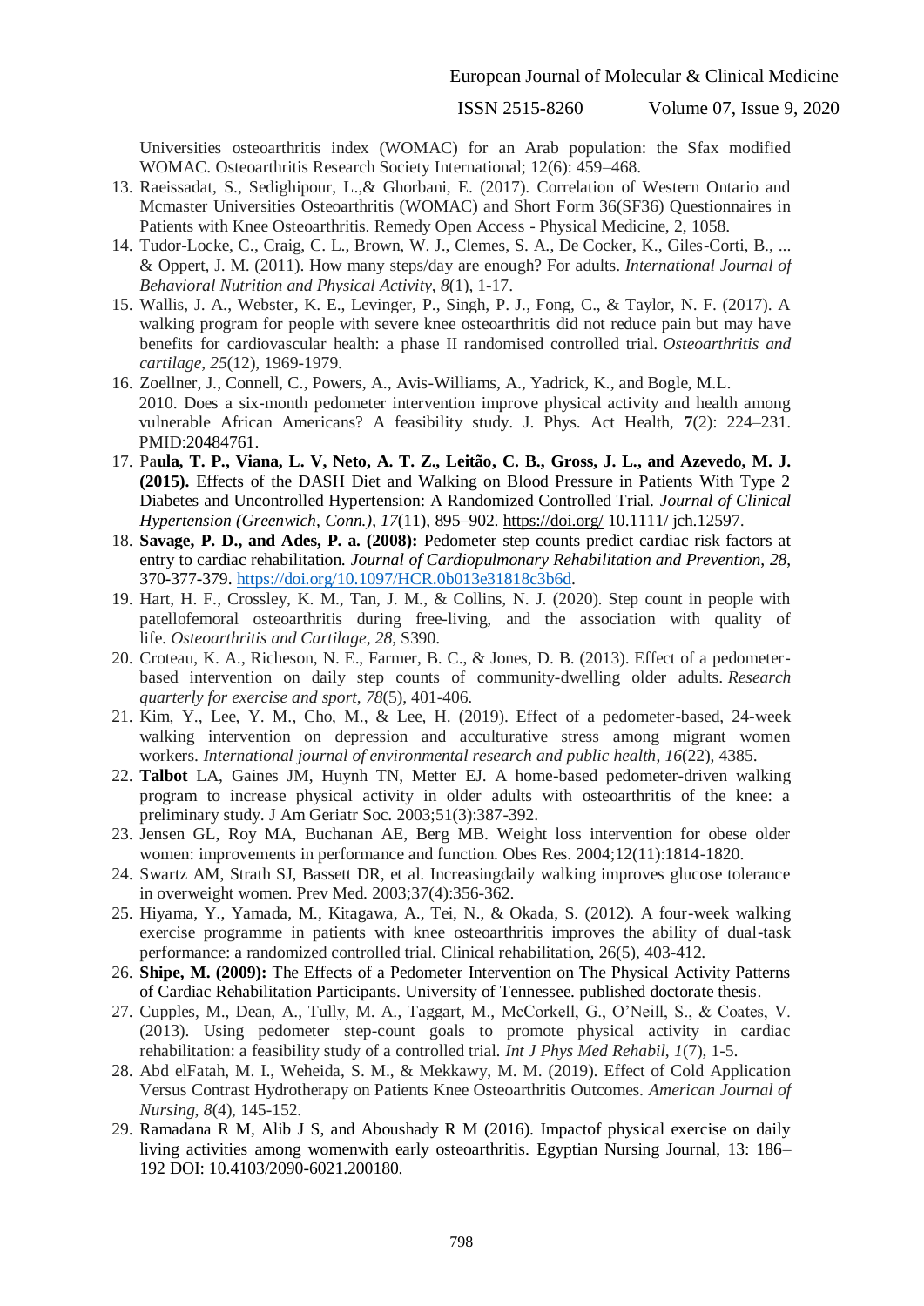Universities osteoarthritis index (WOMAC) for an Arab population: the Sfax modified WOMAC. Osteoarthritis Research Society International; 12(6): 459–468.

13. Raeissadat, S., Sedighipour, L.,& Ghorbani, E. (2017). Correlation of Western Ontario and Mcmaster Universities Osteoarthritis (WOMAC) and Short Form 36(SF36) Questionnaires in Patients with Knee Osteoarthritis. Remedy Open Access - Physical Medicine, 2, 1058.
14. Tudor-Locke, C., Craig, C. L., Brown, W. J., Clemes, S. A., De Cocker, K., Giles-Corti, B., ... & Oppert, J. M. (2011). How many steps/day are enough? For adults. *International Journal of Behavioral Nutrition and Physical Activity*, *8*(1), 1-17.
15. Wallis, J. A., Webster, K. E., Levinger, P., Singh, P. J., Fong, C., & Taylor, N. F. (2017). A walking program for people with severe knee osteoarthritis did not reduce pain but may have benefits for cardiovascular health: a phase II randomised controlled trial. *Osteoarthritis and cartilage*, *25*(12), 1969-1979.
16. Zoellner, J., Connell, C., Powers, A., Avis-Williams, A., Yadrick, K., and Bogle, M.L. 2010. Does a six-month pedometer intervention improve physical activity and health among vulnerable African Americans? A feasibility study. J. Phys. Act Health, **7**(2): 224–231. PMID:20484761.
17. Pa**ula, T. P., Viana, L. V, Neto, A. T. Z., Leitão, C. B., Gross, J. L., and Azevedo, M. J. (2015).** Effects of the DASH Diet and Walking on Blood Pressure in Patients With Type 2 Diabetes and Uncontrolled Hypertension: A Randomized Controlled Trial. *Journal of Clinical Hypertension (Greenwich, Conn.)*, *17*(11), 895–902. https://doi.org/ 10.1111/ jch.12597.
18. **Savage, P. D., and Ades, P. a. (2008):** Pedometer step counts predict cardiac risk factors at entry to cardiac rehabilitation. *Journal of Cardiopulmonary Rehabilitation and Prevention*, *28*, 370-377-379. https://doi.org/10.1097/HCR.0b013e31818c3b6d.
19. Hart, H. F., Crossley, K. M., Tan, J. M., & Collins, N. J. (2020). Step count in people with patellofemoral osteoarthritis during free-living, and the association with quality of life. *Osteoarthritis and Cartilage*, *28*, S390.
20. Croteau, K. A., Richeson, N. E., Farmer, B. C., & Jones, D. B. (2013). Effect of a pedometer-based intervention on daily step counts of community-dwelling older adults. *Research quarterly for exercise and sport*, *78*(5), 401-406.
21. Kim, Y., Lee, Y. M., Cho, M., & Lee, H. (2019). Effect of a pedometer-based, 24-week walking intervention on depression and acculturative stress among migrant women workers. *International journal of environmental research and public health*, *16*(22), 4385.
22. **Talbot** LA, Gaines JM, Huynh TN, Metter EJ. A home-based pedometer-driven walking program to increase physical activity in older adults with osteoarthritis of the knee: a preliminary study. J Am Geriatr Soc. 2003;51(3):387-392.
23. Jensen GL, Roy MA, Buchanan AE, Berg MB. Weight loss intervention for obese older women: improvements in performance and function. Obes Res. 2004;12(11):1814-1820.
24. Swartz AM, Strath SJ, Bassett DR, et al. Increasingdaily walking improves glucose tolerance in overweight women. Prev Med. 2003;37(4):356-362.
25. Hiyama, Y., Yamada, M., Kitagawa, A., Tei, N., & Okada, S. (2012). A four-week walking exercise programme in patients with knee osteoarthritis improves the ability of dual-task performance: a randomized controlled trial. Clinical rehabilitation, 26(5), 403-412.
26. **Shipe, M. (2009):** The Effects of a Pedometer Intervention on The Physical Activity Patterns of Cardiac Rehabilitation Participants. University of Tennessee. published doctorate thesis.
27. Cupples, M., Dean, A., Tully, M. A., Taggart, M., McCorkell, G., O'Neill, S., & Coates, V. (2013). Using pedometer step-count goals to promote physical activity in cardiac rehabilitation: a feasibility study of a controlled trial. *Int J Phys Med Rehabil*, *1*(7), 1-5.
28. Abd elFatah, M. I., Weheida, S. M., & Mekkawy, M. M. (2019). Effect of Cold Application Versus Contrast Hydrotherapy on Patients Knee Osteoarthritis Outcomes. *American Journal of Nursing*, *8*(4), 145-152.
29. Ramadana R M, Alib J S, and Aboushady R M (2016). Impactof physical exercise on daily living activities among womenwith early osteoarthritis. Egyptian Nursing Journal, 13: 186–192 DOI: 10.4103/2090-6021.200180.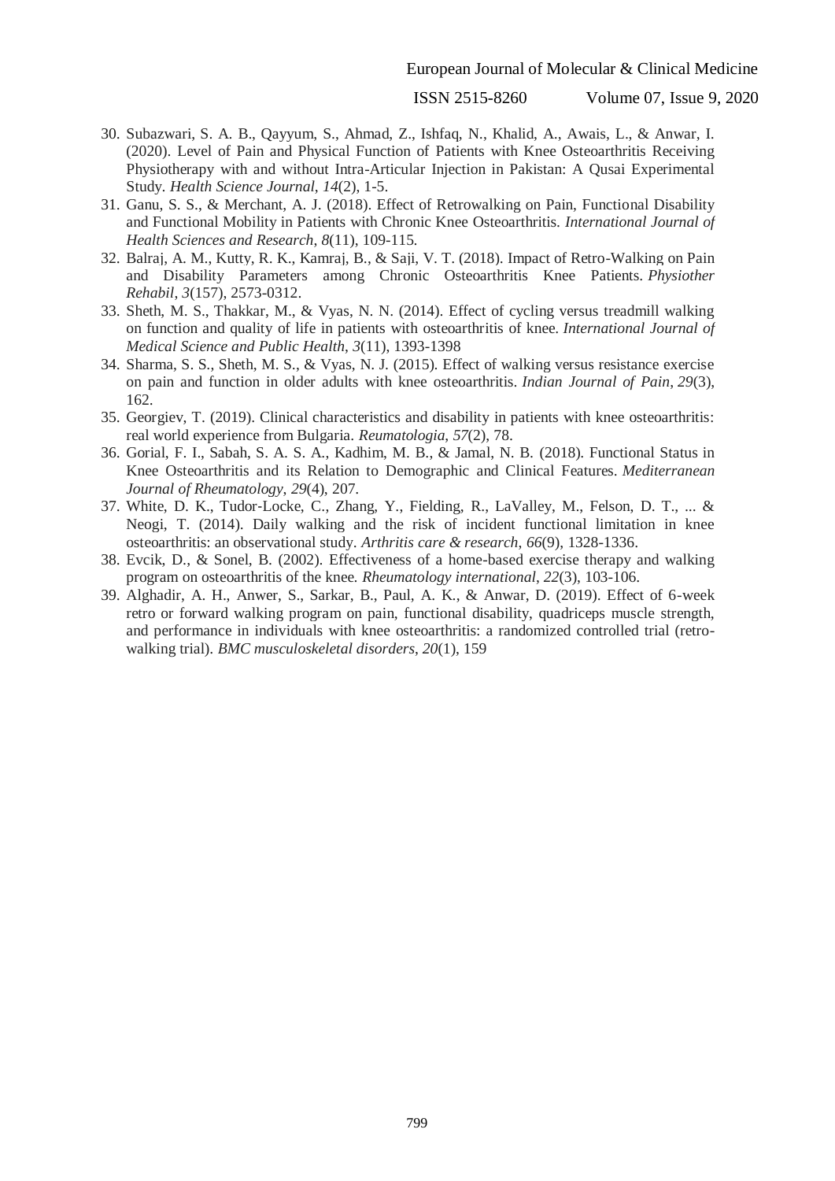30. Subazwari, S. A. B., Qayyum, S., Ahmad, Z., Ishfaq, N., Khalid, A., Awais, L., & Anwar, I. (2020). Level of Pain and Physical Function of Patients with Knee Osteoarthritis Receiving Physiotherapy with and without Intra-Articular Injection in Pakistan: A Qusai Experimental Study. *Health Science Journal*, *14*(2), 1-5.
31. Ganu, S. S., & Merchant, A. J. (2018). Effect of Retrowalking on Pain, Functional Disability and Functional Mobility in Patients with Chronic Knee Osteoarthritis. *International Journal of Health Sciences and Research*, *8*(11), 109-115.
32. Balraj, A. M., Kutty, R. K., Kamraj, B., & Saji, V. T. (2018). Impact of Retro-Walking on Pain and Disability Parameters among Chronic Osteoarthritis Knee Patients. *Physiother Rehabil*, *3*(157), 2573-0312.
33. Sheth, M. S., Thakkar, M., & Vyas, N. N. (2014). Effect of cycling versus treadmill walking on function and quality of life in patients with osteoarthritis of knee. *International Journal of Medical Science and Public Health*, *3*(11), 1393-1398
34. Sharma, S. S., Sheth, M. S., & Vyas, N. J. (2015). Effect of walking versus resistance exercise on pain and function in older adults with knee osteoarthritis. *Indian Journal of Pain*, *29*(3), 162.
35. Georgiev, T. (2019). Clinical characteristics and disability in patients with knee osteoarthritis: real world experience from Bulgaria. *Reumatologia*, *57*(2), 78.
36. Gorial, F. I., Sabah, S. A. S. A., Kadhim, M. B., & Jamal, N. B. (2018). Functional Status in Knee Osteoarthritis and its Relation to Demographic and Clinical Features. *Mediterranean Journal of Rheumatology*, *29*(4), 207.
37. White, D. K., Tudor-Locke, C., Zhang, Y., Fielding, R., LaValley, M., Felson, D. T., ... & Neogi, T. (2014). Daily walking and the risk of incident functional limitation in knee osteoarthritis: an observational study. *Arthritis care & research*, *66*(9), 1328-1336.
38. Evcik, D., & Sonel, B. (2002). Effectiveness of a home-based exercise therapy and walking program on osteoarthritis of the knee. *Rheumatology international*, *22*(3), 103-106.
39. Alghadir, A. H., Anwer, S., Sarkar, B., Paul, A. K., & Anwar, D. (2019). Effect of 6-week retro or forward walking program on pain, functional disability, quadriceps muscle strength, and performance in individuals with knee osteoarthritis: a randomized controlled trial (retro-walking trial). *BMC musculoskeletal disorders*, *20*(1), 159